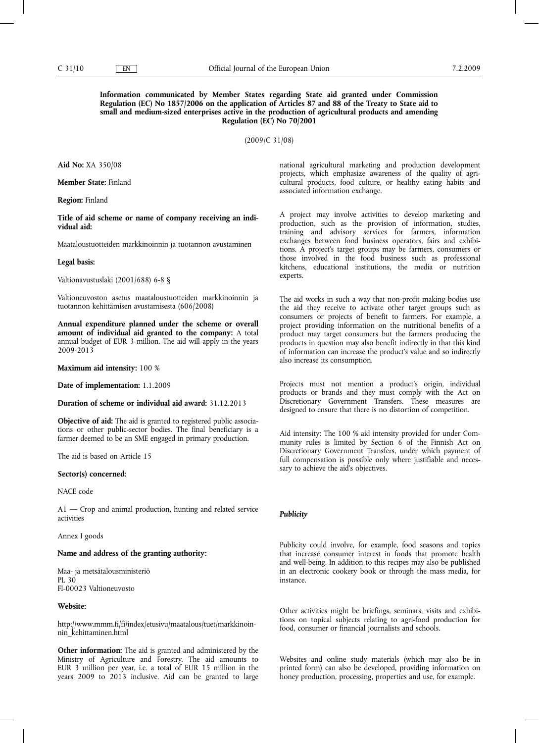**Information communicated by Member States regarding State aid granted under Commission Regulation (EC) No 1857/2006 on the application of Articles 87 and 88 of the Treaty to State aid to small and medium-sized enterprises active in the production of agricultural products and amending Regulation (EC) No 70/2001**

(2009/C 31/08)

**Aid No:** XA 350/08

**Member State:** Finland

**Region:** Finland

**Title of aid scheme or name of company receiving an individual aid:**

Maataloustuotteiden markkinoinnin ja tuotannon avustaminen

**Legal basis:**

Valtionavustuslaki (2001/688) 6-8 §

Valtioneuvoston asetus maataloustuotteiden markkinoinnin ja tuotannon kehittämisen avustamisesta (606/2008)

**Annual expenditure planned under the scheme or overall amount of individual aid granted to the company:** A total annual budget of EUR 3 million. The aid will apply in the years 2009-2013

**Maximum aid intensity:** 100 %

**Date of implementation:** 1.1.2009

**Duration of scheme or individual aid award:** 31.12.2013

**Objective of aid:** The aid is granted to registered public associations or other public-sector bodies. The final beneficiary is a farmer deemed to be an SME engaged in primary production.

The aid is based on Article 15

**Sector(s) concerned:**

NACE code

A1 — Crop and animal production, hunting and related service activities

Annex I goods

**Name and address of the granting authority:**

Maa- ja metsätalousministeriö
PL 30
FI-00023 Valtioneuvosto

**Website:**

http://www.mmm.fi/fi/index/etusivu/maatalous/tuet/markkinoinnin_kehittaminen.html

**Other information:** The aid is granted and administered by the Ministry of Agriculture and Forestry. The aid amounts to EUR 3 million per year, i.e. a total of EUR 15 million in the years 2009 to 2013 inclusive. Aid can be granted to large national agricultural marketing and production development projects, which emphasize awareness of the quality of agricultural products, food culture, or healthy eating habits and associated information exchange.

A project may involve activities to develop marketing and production, such as the provision of information, studies, training and advisory services for farmers, information exchanges between food business operators, fairs and exhibitions. A project's target groups may be farmers, consumers or those involved in the food business such as professional kitchens, educational institutions, the media or nutrition experts.

The aid works in such a way that non-profit making bodies use the aid they receive to activate other target groups such as consumers or projects of benefit to farmers. For example, a project providing information on the nutritional benefits of a product may target consumers but the farmers producing the products in question may also benefit indirectly in that this kind of information can increase the product's value and so indirectly also increase its consumption.

Projects must not mention a product's origin, individual products or brands and they must comply with the Act on Discretionary Government Transfers. These measures are designed to ensure that there is no distortion of competition.

Aid intensity: The 100 % aid intensity provided for under Community rules is limited by Section 6 of the Finnish Act on Discretionary Government Transfers, under which payment of full compensation is possible only where justifiable and necessary to achieve the aid's objectives.

***Publicity***

Publicity could involve, for example, food seasons and topics that increase consumer interest in foods that promote health and well-being. In addition to this recipes may also be published in an electronic cookery book or through the mass media, for instance.

Other activities might be briefings, seminars, visits and exhibitions on topical subjects relating to agri-food production for food, consumer or financial journalists and schools.

Websites and online study materials (which may also be in printed form) can also be developed, providing information on honey production, processing, properties and use, for example.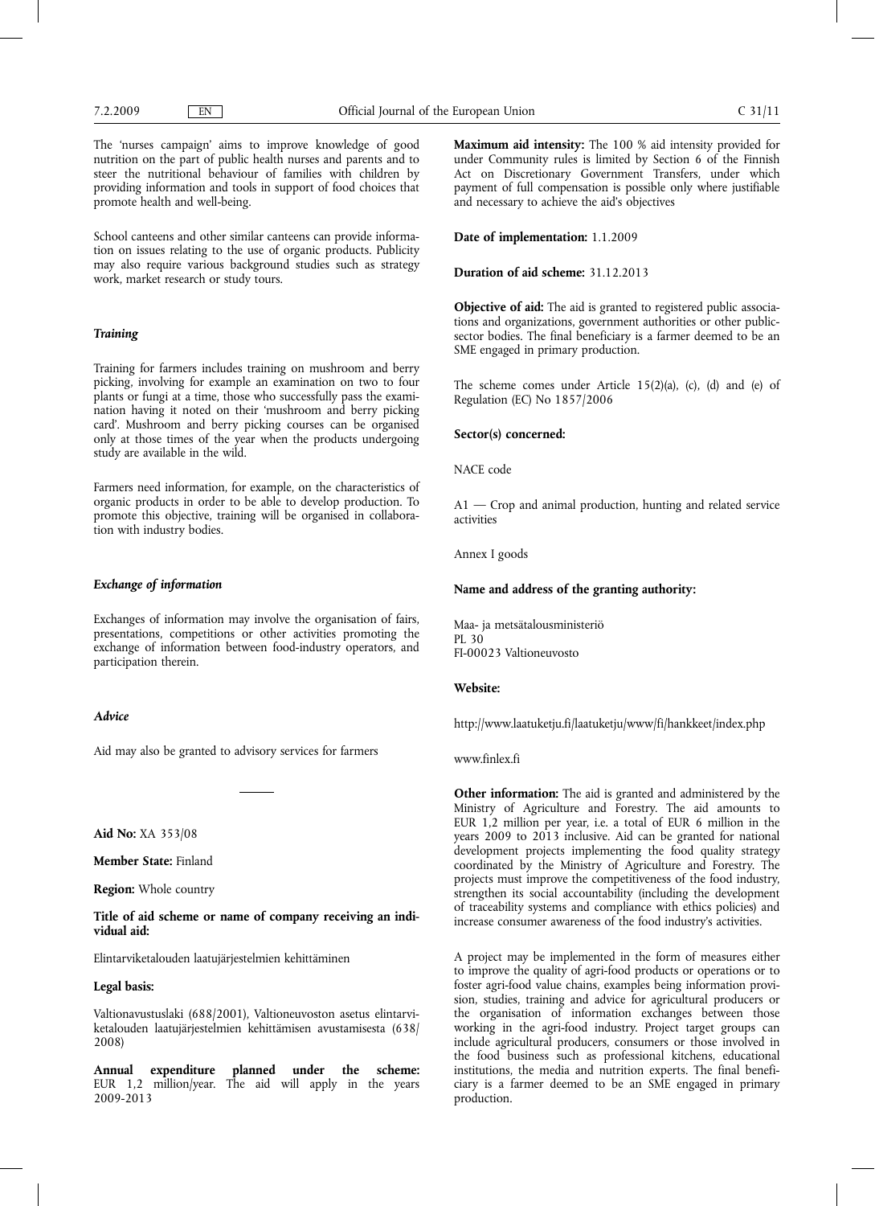The 'nurses campaign' aims to improve knowledge of good nutrition on the part of public health nurses and parents and to steer the nutritional behaviour of families with children by providing information and tools in support of food choices that promote health and well-being.

School canteens and other similar canteens can provide information on issues relating to the use of organic products. Publicity may also require various background studies such as strategy work, market research or study tours.

*Training*

Training for farmers includes training on mushroom and berry picking, involving for example an examination on two to four plants or fungi at a time, those who successfully pass the examination having it noted on their 'mushroom and berry picking card'. Mushroom and berry picking courses can be organised only at those times of the year when the products undergoing study are available in the wild.

Farmers need information, for example, on the characteristics of organic products in order to be able to develop production. To promote this objective, training will be organised in collaboration with industry bodies.

*Exchange of information*

Exchanges of information may involve the organisation of fairs, presentations, competitions or other activities promoting the exchange of information between food-industry operators, and participation therein.

*Advice*

Aid may also be granted to advisory services for farmers

---

**Aid No:** XA 353/08

**Member State:** Finland

**Region:** Whole country

**Title of aid scheme or name of company receiving an individual aid:**

Elintarviketalouden laatujärjestelmien kehittäminen

**Legal basis:**

Valtionavustuslaki (688/2001), Valtioneuvoston asetus elintarviketalouden laatujärjestelmien kehittämisen avustamisesta (638/2008)

**Annual expenditure planned under the scheme:** EUR 1,2 million/year. The aid will apply in the years 2009-2013

**Maximum aid intensity:** The 100 % aid intensity provided for under Community rules is limited by Section 6 of the Finnish Act on Discretionary Government Transfers, under which payment of full compensation is possible only where justifiable and necessary to achieve the aid's objectives

**Date of implementation:** 1.1.2009

**Duration of aid scheme:** 31.12.2013

**Objective of aid:** The aid is granted to registered public associations and organizations, government authorities or other public-sector bodies. The final beneficiary is a farmer deemed to be an SME engaged in primary production.

The scheme comes under Article 15(2)(a), (c), (d) and (e) of Regulation (EC) No 1857/2006

**Sector(s) concerned:**

NACE code

A1 — Crop and animal production, hunting and related service activities

Annex I goods

**Name and address of the granting authority:**

Maa- ja metsätalousministeriö
PL 30
FI-00023 Valtioneuvosto

**Website:**

http://www.laatuketju.fi/laatuketju/www/fi/hankkeet/index.php

www.finlex.fi

**Other information:** The aid is granted and administered by the Ministry of Agriculture and Forestry. The aid amounts to EUR 1,2 million per year, i.e. a total of EUR 6 million in the years 2009 to 2013 inclusive. Aid can be granted for national development projects implementing the food quality strategy coordinated by the Ministry of Agriculture and Forestry. The projects must improve the competitiveness of the food industry, strengthen its social accountability (including the development of traceability systems and compliance with ethics policies) and increase consumer awareness of the food industry's activities.

A project may be implemented in the form of measures either to improve the quality of agri-food products or operations or to foster agri-food value chains, examples being information provision, studies, training and advice for agricultural producers or the organisation of information exchanges between those working in the agri-food industry. Project target groups can include agricultural producers, consumers or those involved in the food business such as professional kitchens, educational institutions, the media and nutrition experts. The final beneficiary is a farmer deemed to be an SME engaged in primary production.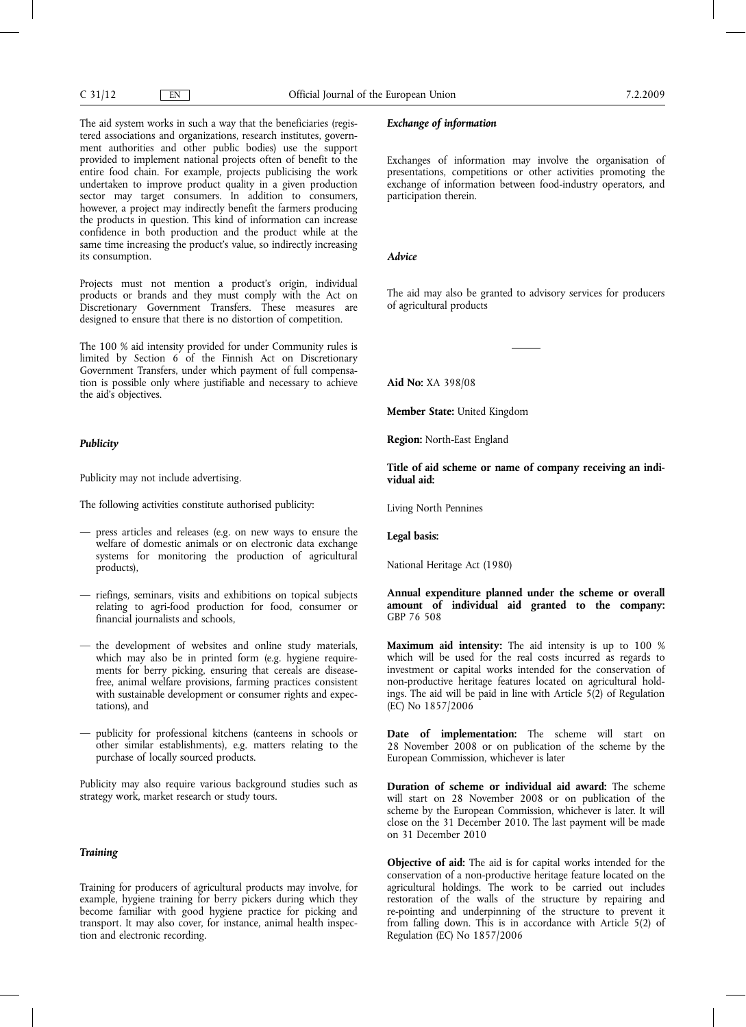The aid system works in such a way that the beneficiaries (registered associations and organizations, research institutes, government authorities and other public bodies) use the support provided to implement national projects often of benefit to the entire food chain. For example, projects publicising the work undertaken to improve product quality in a given production sector may target consumers. In addition to consumers, however, a project may indirectly benefit the farmers producing the products in question. This kind of information can increase confidence in both production and the product while at the same time increasing the product's value, so indirectly increasing its consumption.

Projects must not mention a product's origin, individual products or brands and they must comply with the Act on Discretionary Government Transfers. These measures are designed to ensure that there is no distortion of competition.

The 100 % aid intensity provided for under Community rules is limited by Section 6 of the Finnish Act on Discretionary Government Transfers, under which payment of full compensation is possible only where justifiable and necessary to achieve the aid's objectives.

***Publicity***

Publicity may not include advertising.

The following activities constitute authorised publicity:

— press articles and releases (e.g. on new ways to ensure the welfare of domestic animals or on electronic data exchange systems for monitoring the production of agricultural products),

— riefings, seminars, visits and exhibitions on topical subjects relating to agri-food production for food, consumer or financial journalists and schools,

— the development of websites and online study materials, which may also be in printed form (e.g. hygiene requirements for berry picking, ensuring that cereals are disease-free, animal welfare provisions, farming practices consistent with sustainable development or consumer rights and expectations), and

— publicity for professional kitchens (canteens in schools or other similar establishments), e.g. matters relating to the purchase of locally sourced products.

Publicity may also require various background studies such as strategy work, market research or study tours.

***Training***

Training for producers of agricultural products may involve, for example, hygiene training for berry pickers during which they become familiar with good hygiene practice for picking and transport. It may also cover, for instance, animal health inspection and electronic recording.

***Exchange of information***

Exchanges of information may involve the organisation of presentations, competitions or other activities promoting the exchange of information between food-industry operators, and participation therein.

***Advice***

The aid may also be granted to advisory services for producers of agricultural products

---

**Aid No:** XA 398/08

**Member State:** United Kingdom

**Region:** North-East England

**Title of aid scheme or name of company receiving an individual aid:**

Living North Pennines

**Legal basis:**

National Heritage Act (1980)

**Annual expenditure planned under the scheme or overall amount of individual aid granted to the company:** GBP 76 508

**Maximum aid intensity:** The aid intensity is up to 100 % which will be used for the real costs incurred as regards to investment or capital works intended for the conservation of non-productive heritage features located on agricultural holdings. The aid will be paid in line with Article 5(2) of Regulation (EC) No 1857/2006

**Date of implementation:** The scheme will start on 28 November 2008 or on publication of the scheme by the European Commission, whichever is later

**Duration of scheme or individual aid award:** The scheme will start on 28 November 2008 or on publication of the scheme by the European Commission, whichever is later. It will close on the 31 December 2010. The last payment will be made on 31 December 2010

**Objective of aid:** The aid is for capital works intended for the conservation of a non-productive heritage feature located on the agricultural holdings. The work to be carried out includes restoration of the walls of the structure by repairing and re-pointing and underpinning of the structure to prevent it from falling down. This is in accordance with Article 5(2) of Regulation (EC) No 1857/2006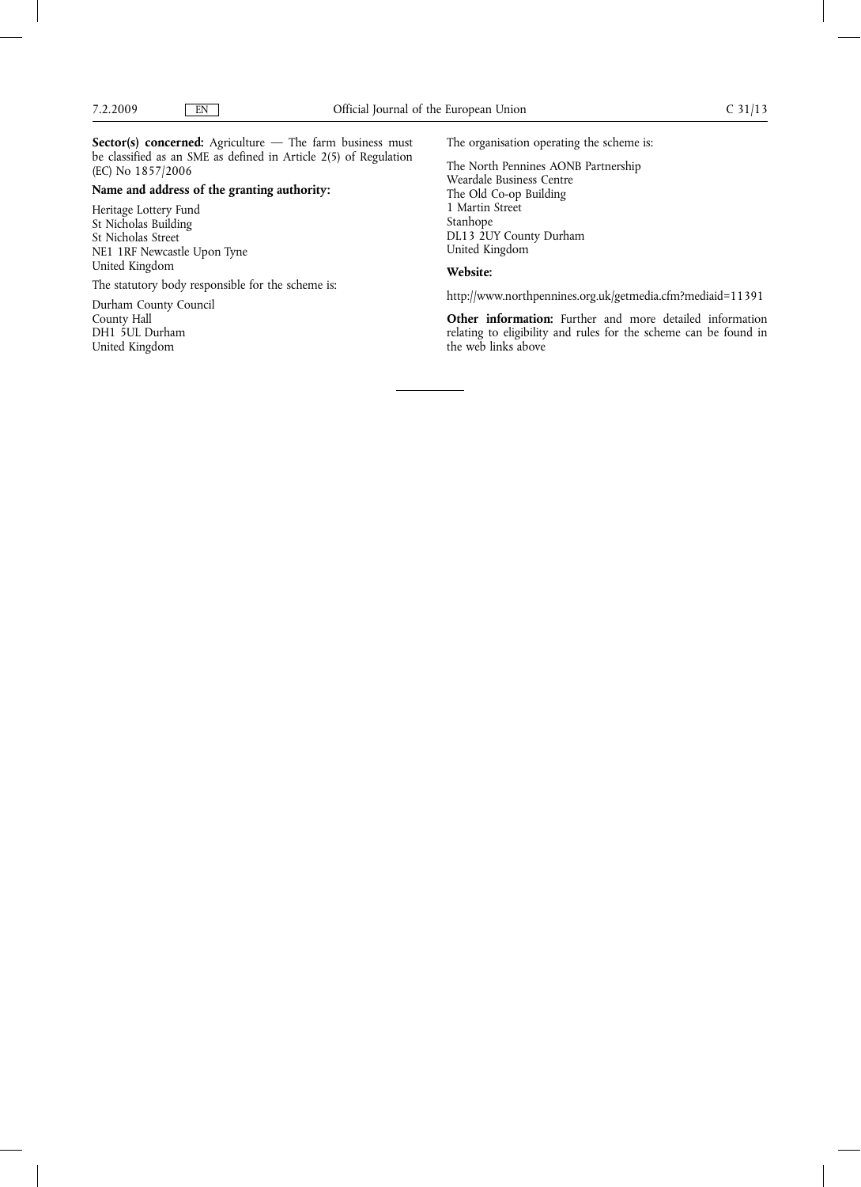**Sector(s) concerned:** Agriculture — The farm business must be classified as an SME as defined in Article 2(5) of Regulation (EC) No 1857/2006

**Name and address of the granting authority:**

Heritage Lottery Fund
St Nicholas Building
St Nicholas Street
NE1 1RF Newcastle Upon Tyne
United Kingdom

The statutory body responsible for the scheme is:

Durham County Council
County Hall
DH1 5UL Durham
United Kingdom

The organisation operating the scheme is:

The North Pennines AONB Partnership
Weardale Business Centre
The Old Co-op Building
1 Martin Street
Stanhope
DL13 2UY County Durham
United Kingdom

**Website:**

http://www.northpennines.org.uk/getmedia.cfm?mediaid=11391

**Other information:** Further and more detailed information relating to eligibility and rules for the scheme can be found in the web links above